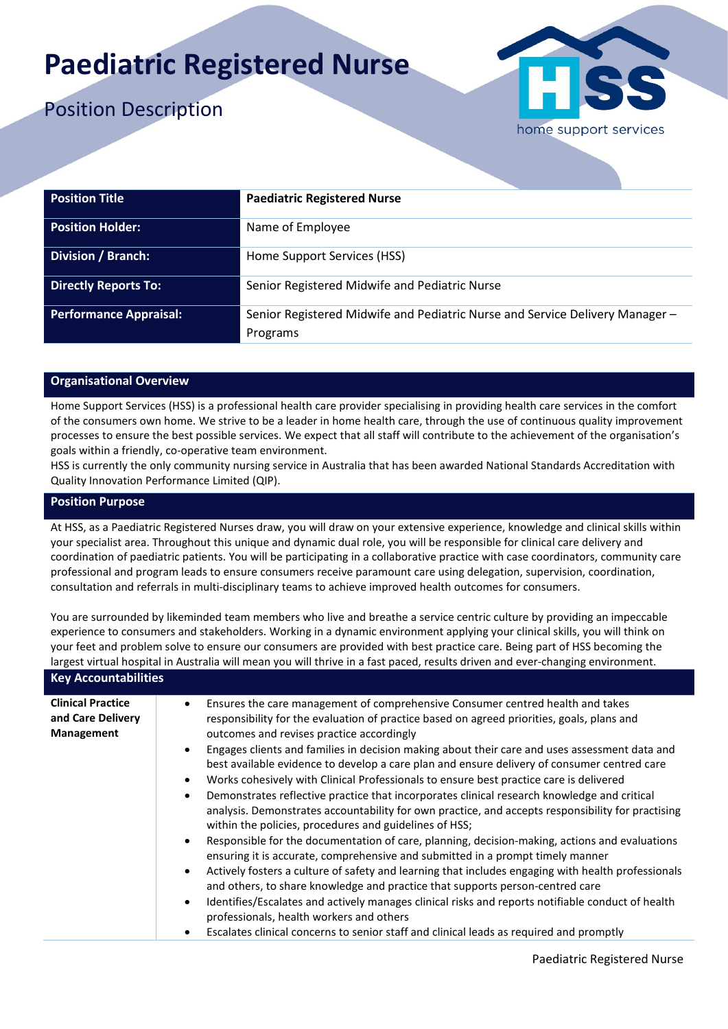# Paediatric Registered Nurse

## Position Description

home support services

| | |
|---|---|
| **Position Title** | **Paediatric Registered Nurse** |
| **Position Holder:** | Name of Employee |
| **Division / Branch:** | Home Support Services (HSS) |
| **Directly Reports To:** | Senior Registered Midwife and Pediatric Nurse |
| **Performance Appraisal:** | Senior Registered Midwife and Pediatric Nurse and Service Delivery Manager – Programs |

## Organisational Overview

Home Support Services (HSS) is a professional health care provider specialising in providing health care services in the comfort of the consumers own home. We strive to be a leader in home health care, through the use of continuous quality improvement processes to ensure the best possible services. We expect that all staff will contribute to the achievement of the organisation's goals within a friendly, co-operative team environment.
HSS is currently the only community nursing service in Australia that has been awarded National Standards Accreditation with Quality Innovation Performance Limited (QIP).

## Position Purpose

At HSS, as a Paediatric Registered Nurses draw, you will draw on your extensive experience, knowledge and clinical skills within your specialist area. Throughout this unique and dynamic dual role, you will be responsible for clinical care delivery and coordination of paediatric patients. You will be participating in a collaborative practice with case coordinators, community care professional and program leads to ensure consumers receive paramount care using delegation, supervision, coordination, consultation and referrals in multi-disciplinary teams to achieve improved health outcomes for consumers.

You are surrounded by likeminded team members who live and breathe a service centric culture by providing an impeccable experience to consumers and stakeholders. Working in a dynamic environment applying your clinical skills, you will think on your feet and problem solve to ensure our consumers are provided with best practice care. Being part of HSS becoming the largest virtual hospital in Australia will mean you will thrive in a fast paced, results driven and ever-changing environment.

## Key Accountabilities

| | |
|---|---|
| **Clinical Practice and Care Delivery Management** | • Ensures the care management of comprehensive Consumer centred health and takes responsibility for the evaluation of practice based on agreed priorities, goals, plans and outcomes and revises practice accordingly<br>• Engages clients and families in decision making about their care and uses assessment data and best available evidence to develop a care plan and ensure delivery of consumer centred care<br>• Works cohesively with Clinical Professionals to ensure best practice care is delivered<br>• Demonstrates reflective practice that incorporates clinical research knowledge and critical analysis. Demonstrates accountability for own practice, and accepts responsibility for practising within the policies, procedures and guidelines of HSS;<br>• Responsible for the documentation of care, planning, decision-making, actions and evaluations ensuring it is accurate, comprehensive and submitted in a prompt timely manner<br>• Actively fosters a culture of safety and learning that includes engaging with health professionals and others, to share knowledge and practice that supports person-centred care<br>• Identifies/Escalates and actively manages clinical risks and reports notifiable conduct of health professionals, health workers and others<br>• Escalates clinical concerns to senior staff and clinical leads as required and promptly |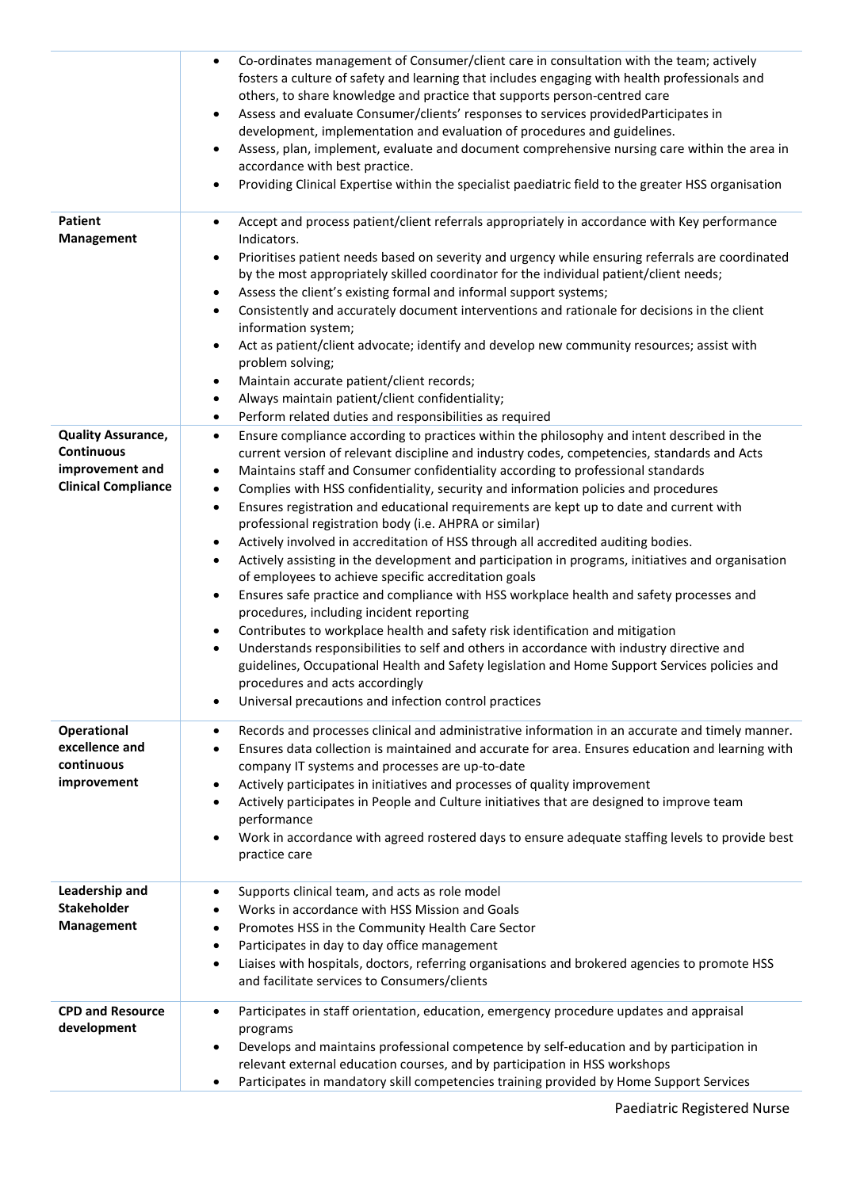| | |
|---|---|
| | • Co-ordinates management of Consumer/client care in consultation with the team; actively fosters a culture of safety and learning that includes engaging with health professionals and others, to share knowledge and practice that supports person-centred care<br>• Assess and evaluate Consumer/clients' responses to services providedParticipates in development, implementation and evaluation of procedures and guidelines.<br>• Assess, plan, implement, evaluate and document comprehensive nursing care within the area in accordance with best practice.<br>• Providing Clinical Expertise within the specialist paediatric field to the greater HSS organisation |
| **Patient Management** | • Accept and process patient/client referrals appropriately in accordance with Key performance Indicators.<br>• Prioritises patient needs based on severity and urgency while ensuring referrals are coordinated by the most appropriately skilled coordinator for the individual patient/client needs;<br>• Assess the client's existing formal and informal support systems;<br>• Consistently and accurately document interventions and rationale for decisions in the client information system;<br>• Act as patient/client advocate; identify and develop new community resources; assist with problem solving;<br>• Maintain accurate patient/client records;<br>• Always maintain patient/client confidentiality;<br>• Perform related duties and responsibilities as required |
| **Quality Assurance, Continuous improvement and Clinical Compliance** | • Ensure compliance according to practices within the philosophy and intent described in the current version of relevant discipline and industry codes, competencies, standards and Acts<br>• Maintains staff and Consumer confidentiality according to professional standards<br>• Complies with HSS confidentiality, security and information policies and procedures<br>• Ensures registration and educational requirements are kept up to date and current with professional registration body (i.e. AHPRA or similar)<br>• Actively involved in accreditation of HSS through all accredited auditing bodies.<br>• Actively assisting in the development and participation in programs, initiatives and organisation of employees to achieve specific accreditation goals<br>• Ensures safe practice and compliance with HSS workplace health and safety processes and procedures, including incident reporting<br>• Contributes to workplace health and safety risk identification and mitigation<br>• Understands responsibilities to self and others in accordance with industry directive and guidelines, Occupational Health and Safety legislation and Home Support Services policies and procedures and acts accordingly<br>• Universal precautions and infection control practices |
| **Operational excellence and continuous improvement** | • Records and processes clinical and administrative information in an accurate and timely manner.<br>• Ensures data collection is maintained and accurate for area. Ensures education and learning with company IT systems and processes are up-to-date<br>• Actively participates in initiatives and processes of quality improvement<br>• Actively participates in People and Culture initiatives that are designed to improve team performance<br>• Work in accordance with agreed rostered days to ensure adequate staffing levels to provide best practice care |
| **Leadership and Stakeholder Management** | • Supports clinical team, and acts as role model<br>• Works in accordance with HSS Mission and Goals<br>• Promotes HSS in the Community Health Care Sector<br>• Participates in day to day office management<br>• Liaises with hospitals, doctors, referring organisations and brokered agencies to promote HSS and facilitate services to Consumers/clients |
| **CPD and Resource development** | • Participates in staff orientation, education, emergency procedure updates and appraisal programs<br>• Develops and maintains professional competence by self-education and by participation in relevant external education courses, and by participation in HSS workshops<br>• Participates in mandatory skill competencies training provided by Home Support Services |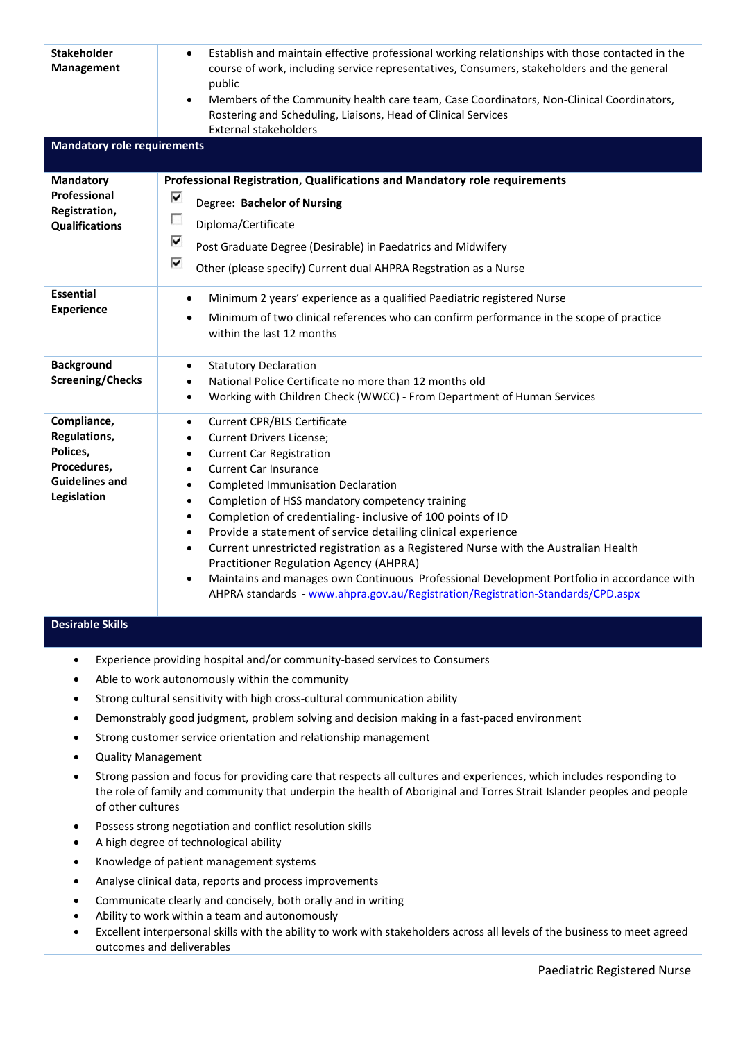| | |
|---|---|
| **Stakeholder Management** | • Establish and maintain effective professional working relationships with those contacted in the course of work, including service representatives, Consumers, stakeholders and the general public<br>• Members of the Community health care team, Case Coordinators, Non-Clinical Coordinators, Rostering and Scheduling, Liaisons, Head of Clinical Services<br>External stakeholders |

## Mandatory role requirements

| | |
|---|---|
| **Mandatory Professional Registration, Qualifications** | **Professional Registration, Qualifications and Mandatory role requirements**<br>☑ Degree: **Bachelor of Nursing**<br>☐ Diploma/Certificate<br>☑ Post Graduate Degree (Desirable) in Paedatrics and Midwifery<br>☑ Other (please specify) Current dual AHPRA Regstration as a Nurse |
| **Essential Experience** | • Minimum 2 years' experience as a qualified Paediatric registered Nurse<br>• Minimum of two clinical references who can confirm performance in the scope of practice within the last 12 months |
| **Background Screening/Checks** | • Statutory Declaration<br>• National Police Certificate no more than 12 months old<br>• Working with Children Check (WWCC) - From Department of Human Services |
| **Compliance, Regulations, Polices, Procedures, Guidelines and Legislation** | • Current CPR/BLS Certificate<br>• Current Drivers License;<br>• Current Car Registration<br>• Current Car Insurance<br>• Completed Immunisation Declaration<br>• Completion of HSS mandatory competency training<br>• Completion of credentialing- inclusive of 100 points of ID<br>• Provide a statement of service detailing clinical experience<br>• Current unrestricted registration as a Registered Nurse with the Australian Health Practitioner Regulation Agency (AHPRA)<br>• Maintains and manages own Continuous Professional Development Portfolio in accordance with AHPRA standards - [www.ahpra.gov.au/Registration/Registration-Standards/CPD.aspx](www.ahpra.gov.au/Registration/Registration-Standards/CPD.aspx) |

## Desirable Skills

- Experience providing hospital and/or community-based services to Consumers
- Able to work autonomously within the community
- Strong cultural sensitivity with high cross-cultural communication ability
- Demonstrably good judgment, problem solving and decision making in a fast-paced environment
- Strong customer service orientation and relationship management
- Quality Management
- Strong passion and focus for providing care that respects all cultures and experiences, which includes responding to the role of family and community that underpin the health of Aboriginal and Torres Strait Islander peoples and people of other cultures
- Possess strong negotiation and conflict resolution skills
- A high degree of technological ability
- Knowledge of patient management systems
- Analyse clinical data, reports and process improvements
- Communicate clearly and concisely, both orally and in writing
- Ability to work within a team and autonomously
- Excellent interpersonal skills with the ability to work with stakeholders across all levels of the business to meet agreed outcomes and deliverables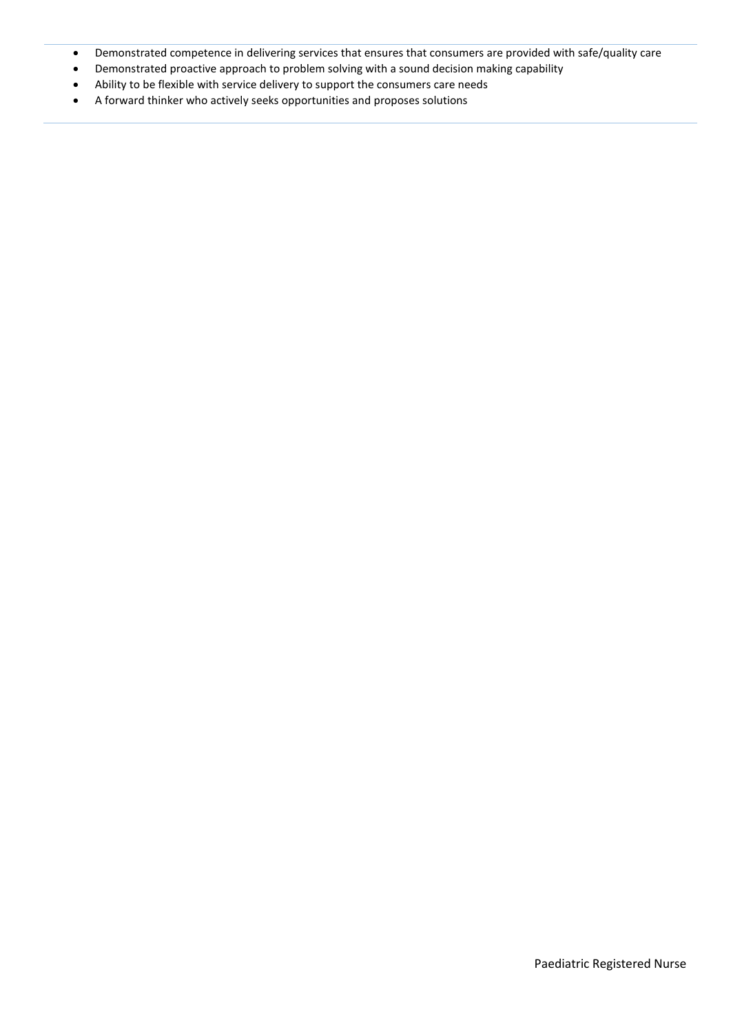- Demonstrated competence in delivering services that ensures that consumers are provided with safe/quality care
- Demonstrated proactive approach to problem solving with a sound decision making capability
- Ability to be flexible with service delivery to support the consumers care needs
- A forward thinker who actively seeks opportunities and proposes solutions